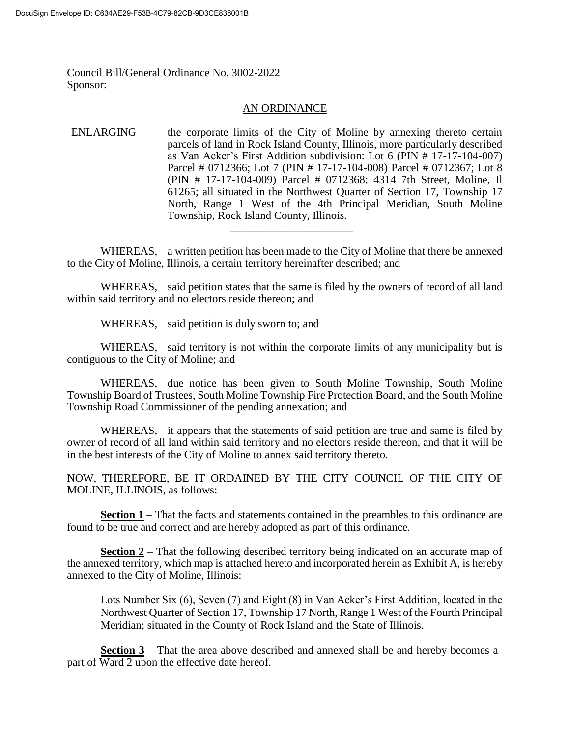Council Bill/General Ordinance No. 3002-2022
Sponsor: ______________________________

AN ORDINANCE

ENLARGING the corporate limits of the City of Moline by annexing thereto certain parcels of land in Rock Island County, Illinois, more particularly described as Van Acker's First Addition subdivision: Lot 6 (PIN # 17-17-104-007) Parcel # 0712366; Lot 7 (PIN # 17-17-104-008) Parcel # 0712367; Lot 8 (PIN # 17-17-104-009) Parcel # 0712368; 4314 7th Street, Moline, Il 61265; all situated in the Northwest Quarter of Section 17, Township 17 North, Range 1 West of the 4th Principal Meridian, South Moline Township, Rock Island County, Illinois.

______________________

WHEREAS, a written petition has been made to the City of Moline that there be annexed to the City of Moline, Illinois, a certain territory hereinafter described; and

WHEREAS, said petition states that the same is filed by the owners of record of all land within said territory and no electors reside thereon; and

WHEREAS, said petition is duly sworn to; and

WHEREAS, said territory is not within the corporate limits of any municipality but is contiguous to the City of Moline; and

WHEREAS, due notice has been given to South Moline Township, South Moline Township Board of Trustees, South Moline Township Fire Protection Board, and the South Moline Township Road Commissioner of the pending annexation; and

WHEREAS, it appears that the statements of said petition are true and same is filed by owner of record of all land within said territory and no electors reside thereon, and that it will be in the best interests of the City of Moline to annex said territory thereto.

NOW, THEREFORE, BE IT ORDAINED BY THE CITY COUNCIL OF THE CITY OF MOLINE, ILLINOIS, as follows:

**Section 1** – That the facts and statements contained in the preambles to this ordinance are found to be true and correct and are hereby adopted as part of this ordinance.

**Section 2** – That the following described territory being indicated on an accurate map of the annexed territory, which map is attached hereto and incorporated herein as Exhibit A, is hereby annexed to the City of Moline, Illinois:

Lots Number Six (6), Seven (7) and Eight (8) in Van Acker's First Addition, located in the Northwest Quarter of Section 17, Township 17 North, Range 1 West of the Fourth Principal Meridian; situated in the County of Rock Island and the State of Illinois.

**Section 3** – That the area above described and annexed shall be and hereby becomes a part of Ward 2 upon the effective date hereof.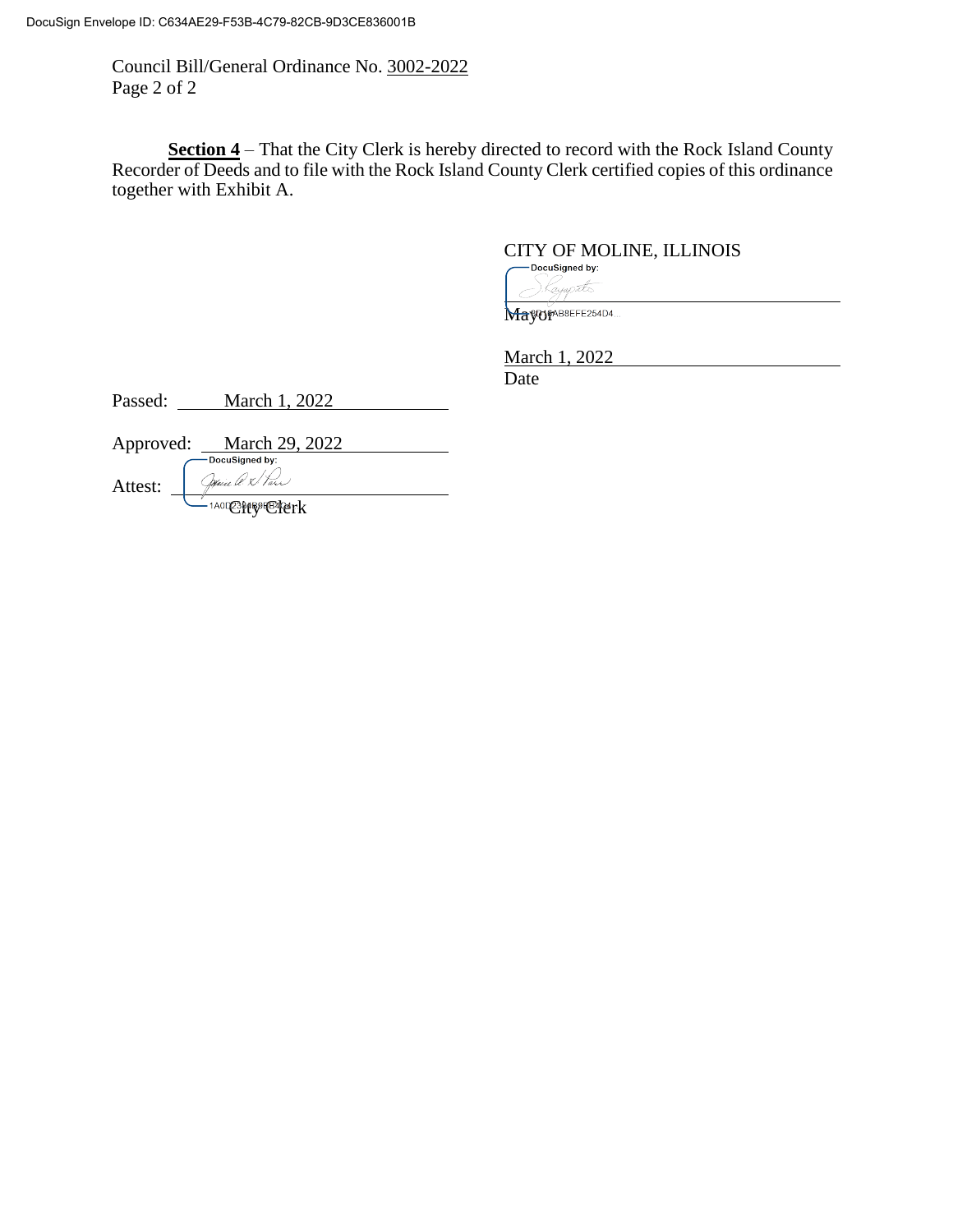DocuSign Envelope ID: C634AE29-F53B-4C79-82CB-9D3CE836001B

Council Bill/General Ordinance No. 3002-2022

**Section 4** – That the City Clerk is hereby directed to record with the Rock Island County Recorder of Deeds and to file with the Rock Island County Clerk certified copies of this ordinance together with Exhibit A.

CITY OF MOLINE, ILLINOIS

DocuSigned by:

Mayor

March 1, 2022
Date

Passed: March 1, 2022

Approved: March 29, 2022

Attest:
DocuSigned by:

City Clerk